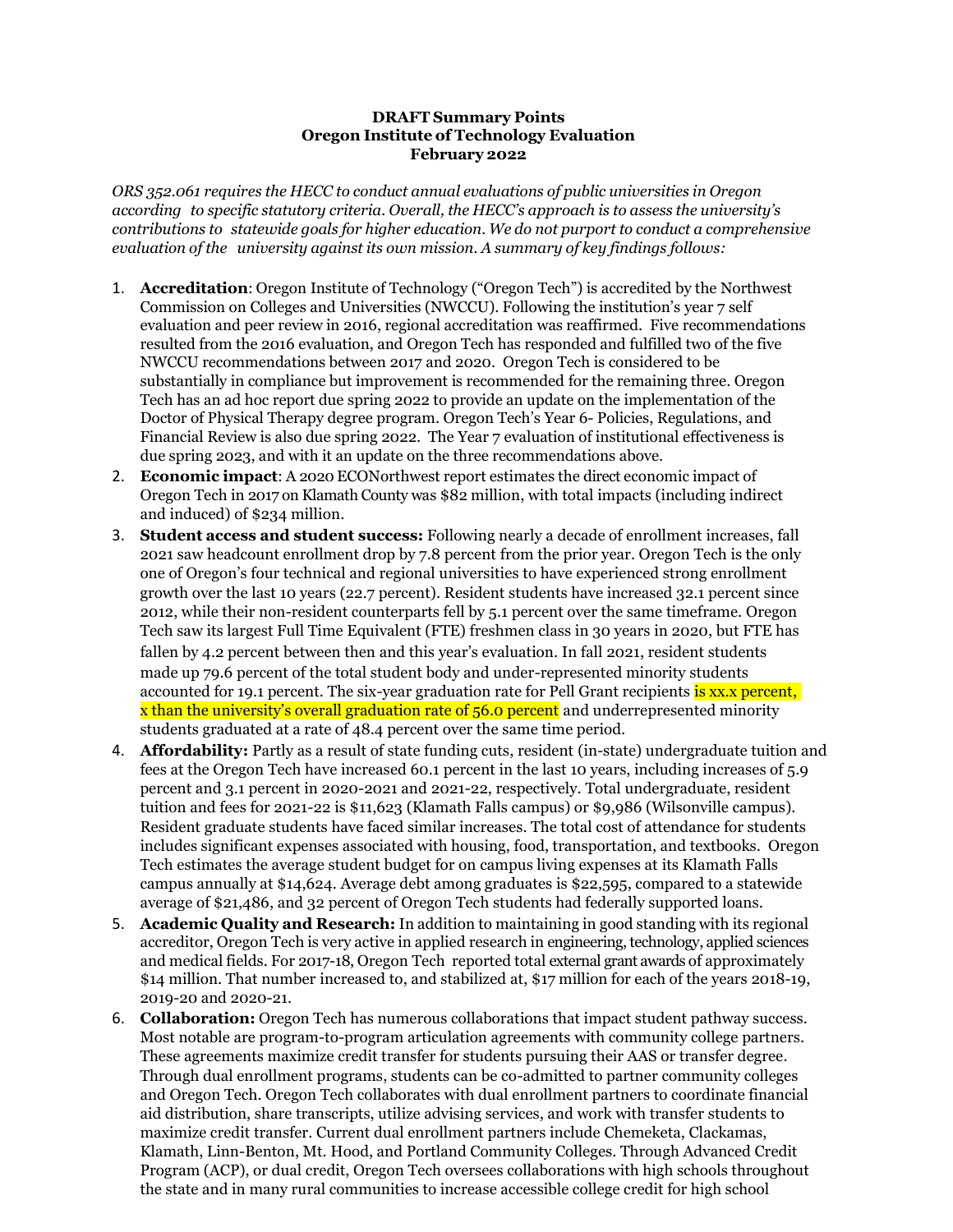**DRAFT Summary Points**
**Oregon Institute of Technology Evaluation**
**February 2022**

*ORS 352.061 requires the HECC to conduct annual evaluations of public universities in Oregon according to specific statutory criteria. Overall, the HECC's approach is to assess the university's contributions to statewide goals for higher education. We do not purport to conduct a comprehensive evaluation of the university against its own mission. A summary of key findings follows:*

1. **Accreditation**: Oregon Institute of Technology ("Oregon Tech") is accredited by the Northwest Commission on Colleges and Universities (NWCCU). Following the institution's year 7 self evaluation and peer review in 2016, regional accreditation was reaffirmed. Five recommendations resulted from the 2016 evaluation, and Oregon Tech has responded and fulfilled two of the five NWCCU recommendations between 2017 and 2020. Oregon Tech is considered to be substantially in compliance but improvement is recommended for the remaining three. Oregon Tech has an ad hoc report due spring 2022 to provide an update on the implementation of the Doctor of Physical Therapy degree program. Oregon Tech's Year 6- Policies, Regulations, and Financial Review is also due spring 2022. The Year 7 evaluation of institutional effectiveness is due spring 2023, and with it an update on the three recommendations above.
2. **Economic impact**: A 2020 ECONorthwest report estimates the direct economic impact of Oregon Tech in 2017 on Klamath County was $82 million, with total impacts (including indirect and induced) of $234 million.
3. **Student access and student success:** Following nearly a decade of enrollment increases, fall 2021 saw headcount enrollment drop by 7.8 percent from the prior year. Oregon Tech is the only one of Oregon's four technical and regional universities to have experienced strong enrollment growth over the last 10 years (22.7 percent). Resident students have increased 32.1 percent since 2012, while their non-resident counterparts fell by 5.1 percent over the same timeframe. Oregon Tech saw its largest Full Time Equivalent (FTE) freshmen class in 30 years in 2020, but FTE has fallen by 4.2 percent between then and this year's evaluation. In fall 2021, resident students made up 79.6 percent of the total student body and under-represented minority students accounted for 19.1 percent. The six-year graduation rate for Pell Grant recipients is xx.x percent, x than the university's overall graduation rate of 56.0 percent and underrepresented minority students graduated at a rate of 48.4 percent over the same time period.
4. **Affordability:** Partly as a result of state funding cuts, resident (in-state) undergraduate tuition and fees at the Oregon Tech have increased 60.1 percent in the last 10 years, including increases of 5.9 percent and 3.1 percent in 2020-2021 and 2021-22, respectively. Total undergraduate, resident tuition and fees for 2021-22 is $11,623 (Klamath Falls campus) or $9,986 (Wilsonville campus). Resident graduate students have faced similar increases. The total cost of attendance for students includes significant expenses associated with housing, food, transportation, and textbooks. Oregon Tech estimates the average student budget for on campus living expenses at its Klamath Falls campus annually at $14,624. Average debt among graduates is $22,595, compared to a statewide average of $21,486, and 32 percent of Oregon Tech students had federally supported loans.
5. **Academic Quality and Research:** In addition to maintaining in good standing with its regional accreditor, Oregon Tech is very active in applied research in engineering, technology, applied sciences and medical fields. For 2017-18, Oregon Tech reported total external grant awards of approximately $14 million. That number increased to, and stabilized at, $17 million for each of the years 2018-19, 2019-20 and 2020-21.
6. **Collaboration:** Oregon Tech has numerous collaborations that impact student pathway success. Most notable are program-to-program articulation agreements with community college partners. These agreements maximize credit transfer for students pursuing their AAS or transfer degree. Through dual enrollment programs, students can be co-admitted to partner community colleges and Oregon Tech. Oregon Tech collaborates with dual enrollment partners to coordinate financial aid distribution, share transcripts, utilize advising services, and work with transfer students to maximize credit transfer. Current dual enrollment partners include Chemeketa, Clackamas, Klamath, Linn-Benton, Mt. Hood, and Portland Community Colleges. Through Advanced Credit Program (ACP), or dual credit, Oregon Tech oversees collaborations with high schools throughout the state and in many rural communities to increase accessible college credit for high school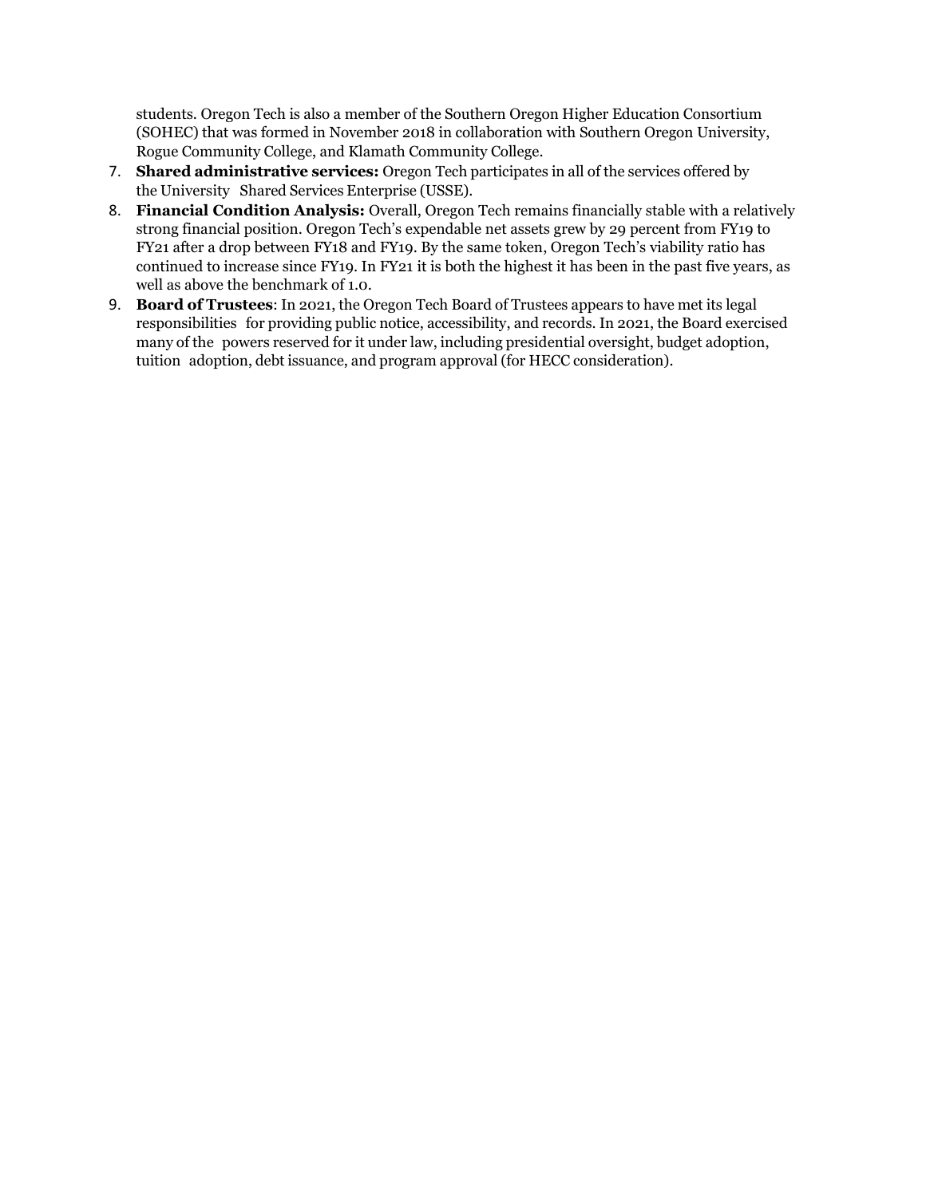students. Oregon Tech is also a member of the Southern Oregon Higher Education Consortium (SOHEC) that was formed in November 2018 in collaboration with Southern Oregon University, Rogue Community College, and Klamath Community College.

7. **Shared administrative services:** Oregon Tech participates in all of the services offered by the University Shared Services Enterprise (USSE).
8. **Financial Condition Analysis:** Overall, Oregon Tech remains financially stable with a relatively strong financial position. Oregon Tech's expendable net assets grew by 29 percent from FY19 to FY21 after a drop between FY18 and FY19. By the same token, Oregon Tech's viability ratio has continued to increase since FY19. In FY21 it is both the highest it has been in the past five years, as well as above the benchmark of 1.0.
9. **Board of Trustees**: In 2021, the Oregon Tech Board of Trustees appears to have met its legal responsibilities for providing public notice, accessibility, and records. In 2021, the Board exercised many of the powers reserved for it under law, including presidential oversight, budget adoption, tuition adoption, debt issuance, and program approval (for HECC consideration).